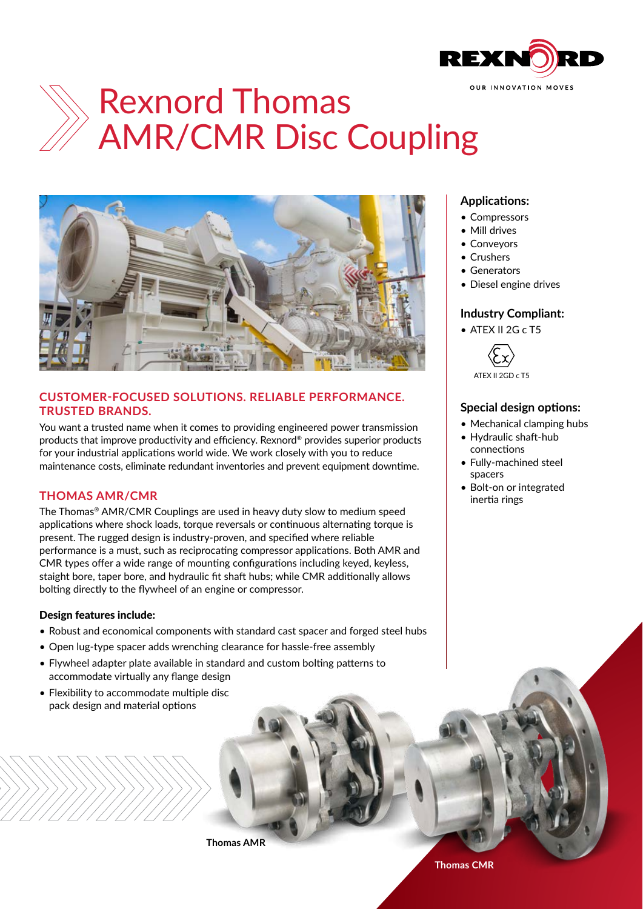# Rexnord Thomas AMR/CMR Disc Coupling

## CUSTOMER-FOCUSED SOLUTIONS. RELIABLE PERFORMANCE. TRUSTED BRANDS.

You want a trusted name when it comes to providing engineered power transmission products that improve productivity and efficiency. Rexnord® provides superior products for your industrial applications world wide. We work closely with you to reduce maintenance costs, eliminate redundant inventories and prevent equipment downtime.

## THOMAS AMR/CMR

The Thomas® AMR/CMR Couplings are used in heavy duty slow to medium speed applications where shock loads, torque reversals or continuous alternating torque is present. The rugged design is industry-proven, and specified where reliable performance is a must, such as reciprocating compressor applications. Both AMR and CMR types offer a wide range of mounting configurations including keyed, keyless, straight bore, taper bore, and hydraulic fit shaft hubs; while CMR additionally allows bolting directly to the flywheel of an engine or compressor.

### Design features include:

- Robust and economical components with standard cast spacer and forged steel hubs
- Open lug-type spacer adds wrenching clearance for hassle-free assembly
- Flywheel adapter plate available in standard and custom bolting patterns to accommodate virtually any flange design
- Flexibility to accommodate multiple disc pack design and material options

Thomas AMR

Thomas CMR

### Applications:

- Compressors
- Mill drives
- Conveyors
- Crushers
- Generators
- Diesel engine drives

### Industry Compliant:

- ATEX II 2G c T5

ATEX II 2GD c T5

### Special design options:

- Mechanical clamping hubs
- Hydraulic shaft-hub connections
- Fully-machined steel spacers
- Bolt-on or integrated inertia rings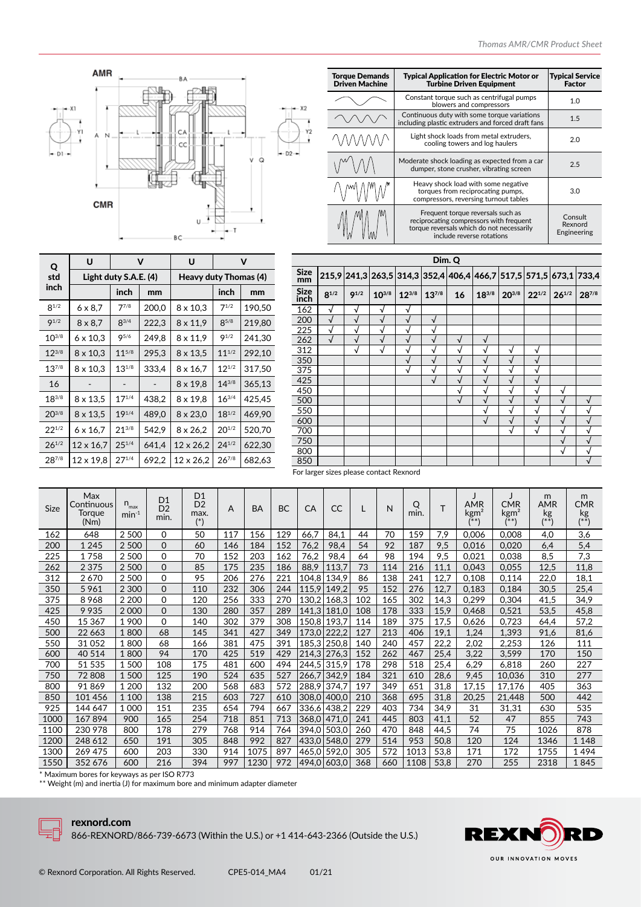AMR

CMR

| Torque Demands Driven Machine | Typical Application for Electric Motor or Turbine Driven Equipment | Typical Service Factor |
|---|---|---|
| | Constant torque such as centrifugal pumps blowers and compressors | 1.0 |
| | Continuous duty with some torque variations including plastic extruders and forced draft fans | 1.5 |
| | Light shock loads from metal extruders, cooling towers and log haulers | 2.0 |
| | Moderate shock loading as expected from a car dumper, stone crusher, vibrating screen | 2.5 |
| | Heavy shock load with some negative torques from reciprocating pumps, compressors, reversing turnout tables | 3.0 |
| | Frequent torque reversals such as reciprocating compressors with frequent torque reversals which do not necessarily include reverse rotations | Consult Rexnord Engineering |

| Q std inch | U | V | | U | V | |
|---|---|---|---|---|---|---|
| | Light duty S.A.E. (4) | | | Heavy duty Thomas (4) | | |
| | | inch | mm | | inch | mm |
| $8^{1/2}$ | 6 x 8,7 | $7^{7/8}$ | 200,0 | 8 x 10,3 | $7^{1/2}$ | 190,50 |
| $9^{1/2}$ | 8 x 8,7 | $8^{3/4}$ | 222,3 | 8 x 11,9 | $8^{5/8}$ | 219,80 |
| $10^{3/8}$ | 6 x 10,3 | $9^{5/6}$ | 249,8 | 8 x 11,9 | $9^{1/2}$ | 241,30 |
| $12^{3/8}$ | 8 x 10,3 | $11^{5/8}$ | 295,3 | 8 x 13,5 | $11^{1/2}$ | 292,10 |
| $13^{7/8}$ | 8 x 10,3 | $13^{1/8}$ | 333,4 | 8 x 16,7 | $12^{1/2}$ | 317,50 |
| 16 | - | - | - | 8 x 19,8 | $14^{3/8}$ | 365,13 |
| $18^{3/8}$ | 8 x 13,5 | $17^{1/4}$ | 438,2 | 8 x 19,8 | $16^{3/4}$ | 425,45 |
| $20^{3/8}$ | 8 x 13,5 | $19^{1/4}$ | 489,0 | 8 x 23,0 | $18^{1/2}$ | 469,90 |
| $22^{1/2}$ | 6 x 16,7 | $21^{3/8}$ | 542,9 | 8 x 26,2 | $20^{1/2}$ | 520,70 |
| $26^{1/2}$ | 12 x 16,7 | $25^{1/4}$ | 641,4 | 12 x 26,2 | $24^{1/2}$ | 622,30 |
| $28^{7/8}$ | 12 x 19,8 | $27^{1/4}$ | 692,2 | 12 x 26,2 | $26^{7/8}$ | 682,63 |

| | Dim. Q | | | | | | | | | | |
|---|---|---|---|---|---|---|---|---|---|---|---|
| Size mm | 215,9 | 241,3 | 263,5 | 314,3 | 352,4 | 406,4 | 466,7 | 517,5 | 571,5 | 673,1 | 733,4 |
| Size inch | $8^{1/2}$ | $9^{1/2}$ | $10^{3/8}$ | $12^{3/8}$ | $13^{7/8}$ | 16 | $18^{3/8}$ | $20^{3/8}$ | $22^{1/2}$ | $26^{1/2}$ | $28^{7/8}$ |
| 162 | √ | √ | √ | √ | | | | | | | |
| 200 | √ | √ | √ | √ | √ | | | | | | |
| 225 | √ | √ | √ | √ | √ | | | | | | |
| 262 | √ | √ | √ | √ | √ | √ | √ | | | | |
| 312 | | √ | √ | √ | √ | √ | √ | √ | √ | | |
| 350 | | | | √ | √ | √ | √ | √ | √ | | |
| 375 | | | | √ | √ | √ | √ | √ | √ | | |
| 425 | | | | | √ | √ | √ | √ | √ | | |
| 450 | | | | | | √ | √ | √ | √ | √ | |
| 500 | | | | | | √ | √ | √ | √ | √ | √ |
| 550 | | | | | | | √ | √ | √ | √ | √ |
| 600 | | | | | | | √ | √ | √ | √ | √ |
| 700 | | | | | | | | √ | √ | √ | √ |
| 750 | | | | | | | | | | √ | √ |
| 800 | | | | | | | | | | √ | √ |
| 850 | | | | | | | | | | | √ |

For larger sizes please contact Rexnord

| Size | Max Continuous Torque (Nm) | $n_{max}$ $min^{-1}$ | D1 D2 min. | D1 D2 max. (*) | A | BA | BC | CA | CC | L | N | Q min. | T | J AMR $kgm^2$ (**) | J CMR $kgm^2$ (**) | m AMR kg (**) | m CMR kg (**) |
|---|---|---|---|---|---|---|---|---|---|---|---|---|---|---|---|---|---|
| 162 | 648 | 2 500 | 0 | 50 | 117 | 156 | 129 | 66,7 | 84,1 | 44 | 70 | 159 | 7,9 | 0,006 | 0,008 | 4,0 | 3,6 |
| 200 | 1 245 | 2 500 | 0 | 60 | 146 | 184 | 152 | 76,2 | 98,4 | 54 | 92 | 187 | 9,5 | 0,016 | 0,020 | 6,4 | 5,4 |
| 225 | 1 758 | 2 500 | 0 | 70 | 152 | 203 | 162 | 76,2 | 98,4 | 64 | 98 | 194 | 9,5 | 0,021 | 0,038 | 8,5 | 7,3 |
| 262 | 2 375 | 2 500 | 0 | 85 | 175 | 235 | 186 | 88,9 | 113,7 | 73 | 114 | 216 | 11,1 | 0,043 | 0,055 | 12,5 | 11,8 |
| 312 | 2 670 | 2 500 | 0 | 95 | 206 | 276 | 221 | 104,8 | 134,9 | 86 | 138 | 241 | 12,7 | 0,108 | 0,114 | 22,0 | 18,1 |
| 350 | 5 961 | 2 300 | 0 | 110 | 232 | 306 | 244 | 115,9 | 149,2 | 95 | 152 | 276 | 12,7 | 0,183 | 0,184 | 30,5 | 25,4 |
| 375 | 8 968 | 2 200 | 0 | 120 | 256 | 333 | 270 | 130,2 | 168,3 | 102 | 165 | 302 | 14,3 | 0,299 | 0,304 | 41,5 | 34,9 |
| 425 | 9 935 | 2 000 | 0 | 130 | 280 | 357 | 289 | 141,3 | 181,0 | 108 | 178 | 333 | 15,9 | 0,468 | 0,521 | 53,5 | 45,8 |
| 450 | 15 367 | 1 900 | 0 | 140 | 302 | 379 | 308 | 150,8 | 193,7 | 114 | 189 | 375 | 17,5 | 0,626 | 0,723 | 64,4 | 57,2 |
| 500 | 22 663 | 1 800 | 68 | 145 | 341 | 427 | 349 | 173,0 | 222,2 | 127 | 213 | 406 | 19,1 | 1,24 | 1,393 | 91,6 | 81,6 |
| 550 | 31 052 | 1 800 | 68 | 166 | 381 | 475 | 391 | 185,3 | 250,8 | 140 | 240 | 457 | 22,2 | 2,02 | 2,253 | 126 | 111 |
| 600 | 40 514 | 1 800 | 94 | 170 | 425 | 519 | 429 | 214,3 | 276,3 | 152 | 262 | 467 | 25,4 | 3,22 | 3,599 | 170 | 150 |
| 700 | 51 535 | 1 500 | 108 | 175 | 481 | 600 | 494 | 244,5 | 315,9 | 178 | 298 | 518 | 25,4 | 6,29 | 6,818 | 260 | 227 |
| 750 | 72 808 | 1 500 | 125 | 190 | 524 | 635 | 527 | 266,7 | 342,9 | 184 | 321 | 610 | 28,6 | 9,45 | 10,036 | 310 | 277 |
| 800 | 91 869 | 1 200 | 132 | 200 | 568 | 683 | 572 | 288,9 | 374,7 | 197 | 349 | 651 | 31,8 | 17,15 | 17,176 | 405 | 363 |
| 850 | 101 456 | 1 100 | 138 | 215 | 603 | 727 | 610 | 308,0 | 400,0 | 210 | 368 | 695 | 31,8 | 20,25 | 21,448 | 500 | 442 |
| 925 | 144 647 | 1 000 | 151 | 235 | 654 | 794 | 667 | 336,6 | 438,2 | 229 | 403 | 734 | 34,9 | 31 | 31,31 | 630 | 535 |
| 1000 | 167 894 | 900 | 165 | 254 | 718 | 851 | 713 | 368,0 | 471,0 | 241 | 445 | 803 | 41,1 | 52 | 47 | 855 | 743 |
| 1100 | 230 978 | 800 | 178 | 279 | 768 | 914 | 764 | 394,0 | 503,0 | 260 | 470 | 848 | 44,5 | 74 | 75 | 1026 | 878 |
| 1200 | 248 612 | 650 | 191 | 305 | 848 | 992 | 827 | 433,0 | 548,0 | 279 | 514 | 953 | 50,8 | 120 | 124 | 1346 | 1 148 |
| 1300 | 269 475 | 600 | 203 | 330 | 914 | 1075 | 897 | 465,0 | 592,0 | 305 | 572 | 1013 | 53,8 | 171 | 172 | 1755 | 1 494 |
| 1550 | 352 676 | 600 | 216 | 394 | 997 | 1230 | 972 | 494,0 | 603,0 | 368 | 660 | 1108 | 53,8 | 270 | 255 | 2318 | 1 845 |

\* Maximum bores for keyways as per ISO R773

\*\* Weight (m) and inertia (J) for maximum bore and minimum adapter diameter

**rexnord.com**

866-REXNORD/866-739-6673 (Within the U.S.) or +1 414-643-2366 (Outside the U.S.)

REXNORD OUR INNOVATION MOVES

© Rexnord Corporation. All Rights Reserved. CPE5-014_MA4 01/21